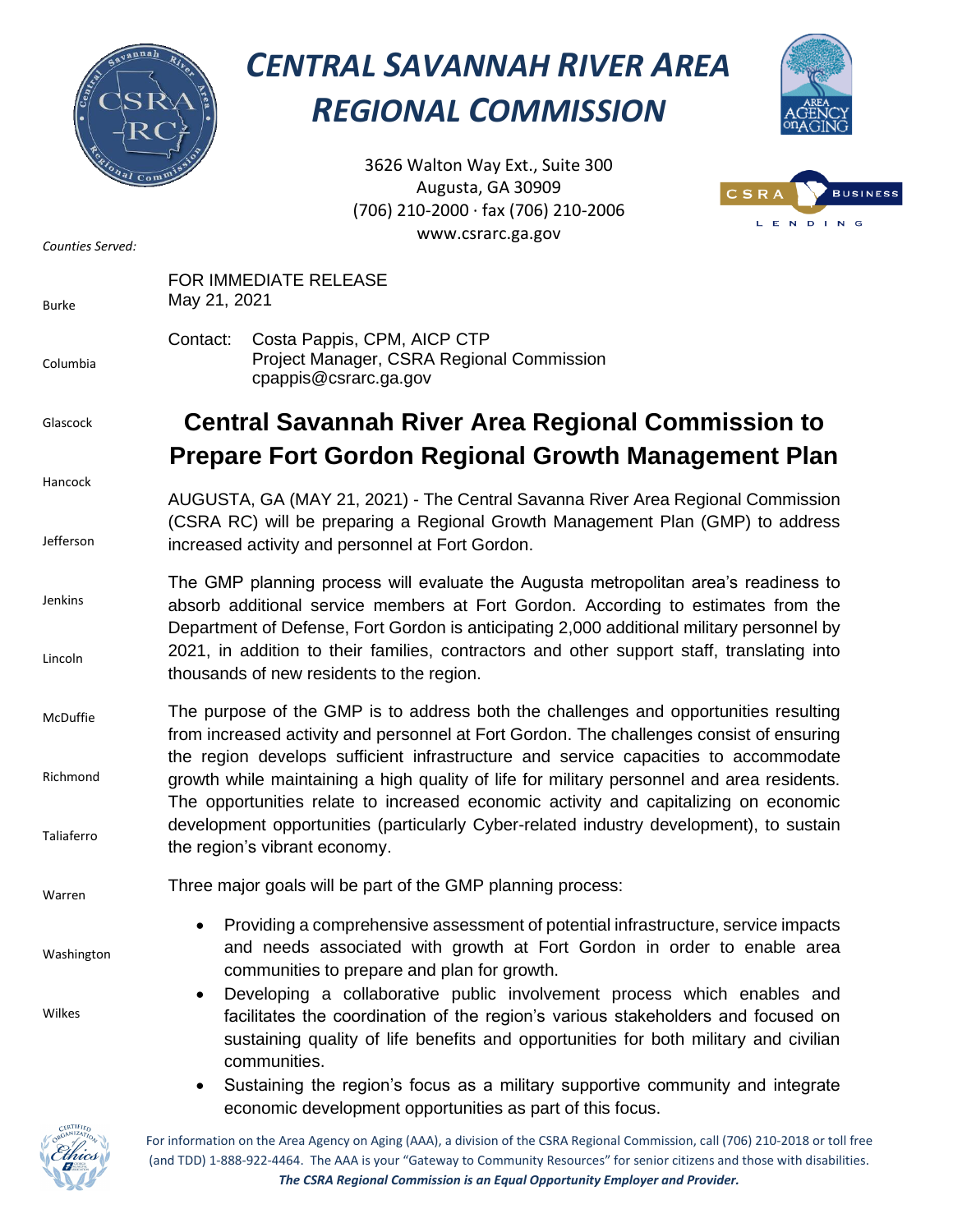# CENTRAL SAVANNAH RIVER AREA REGIONAL COMMISSION

3626 Walton Way Ext., Suite 300
Augusta, GA 30909
(706) 210-2000 · fax (706) 210-2006
www.csrarc.ga.gov

*Counties Served:*

Burke
Columbia
Glascock
Hancock
Jefferson
Jenkins
Lincoln
McDuffie
Richmond
Taliaferro
Warren
Washington
Wilkes

FOR IMMEDIATE RELEASE
May 21, 2021

Contact: Costa Pappis, CPM, AICP CTP
Project Manager, CSRA Regional Commission
cpappis@csrarc.ga.gov

## Central Savannah River Area Regional Commission to Prepare Fort Gordon Regional Growth Management Plan

AUGUSTA, GA (MAY 21, 2021) - The Central Savanna River Area Regional Commission (CSRA RC) will be preparing a Regional Growth Management Plan (GMP) to address increased activity and personnel at Fort Gordon.

The GMP planning process will evaluate the Augusta metropolitan area's readiness to absorb additional service members at Fort Gordon. According to estimates from the Department of Defense, Fort Gordon is anticipating 2,000 additional military personnel by 2021, in addition to their families, contractors and other support staff, translating into thousands of new residents to the region.

The purpose of the GMP is to address both the challenges and opportunities resulting from increased activity and personnel at Fort Gordon. The challenges consist of ensuring the region develops sufficient infrastructure and service capacities to accommodate growth while maintaining a high quality of life for military personnel and area residents. The opportunities relate to increased economic activity and capitalizing on economic development opportunities (particularly Cyber-related industry development), to sustain the region's vibrant economy.

Three major goals will be part of the GMP planning process:

- Providing a comprehensive assessment of potential infrastructure, service impacts and needs associated with growth at Fort Gordon in order to enable area communities to prepare and plan for growth.
- Developing a collaborative public involvement process which enables and facilitates the coordination of the region's various stakeholders and focused on sustaining quality of life benefits and opportunities for both military and civilian communities.
- Sustaining the region's focus as a military supportive community and integrate economic development opportunities as part of this focus.

For information on the Area Agency on Aging (AAA), a division of the CSRA Regional Commission, call (706) 210-2018 or toll free (and TDD) 1-888-922-4464. The AAA is your "Gateway to Community Resources" for senior citizens and those with disabilities.

***The CSRA Regional Commission is an Equal Opportunity Employer and Provider.***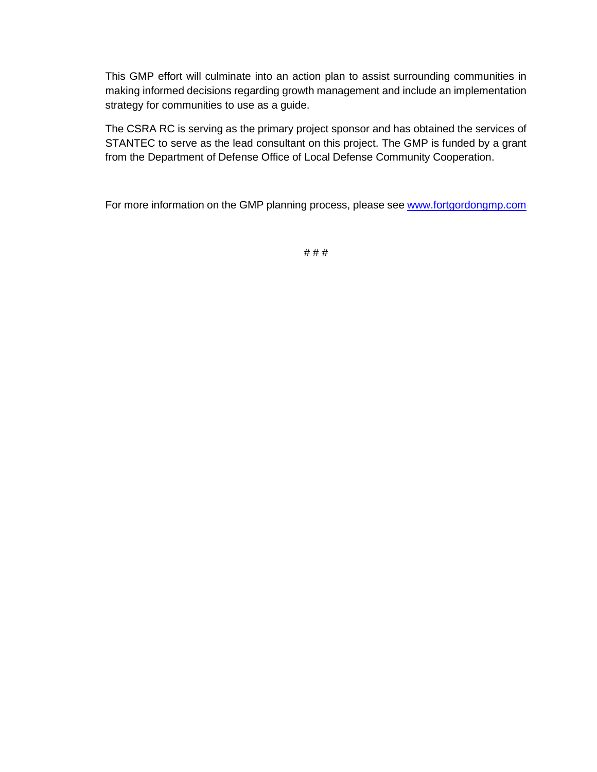This GMP effort will culminate into an action plan to assist surrounding communities in making informed decisions regarding growth management and include an implementation strategy for communities to use as a guide.

The CSRA RC is serving as the primary project sponsor and has obtained the services of STANTEC to serve as the lead consultant on this project. The GMP is funded by a grant from the Department of Defense Office of Local Defense Community Cooperation.

For more information on the GMP planning process, please see [www.fortgordongmp.com](http://www.fortgordongmp.com)

# # #